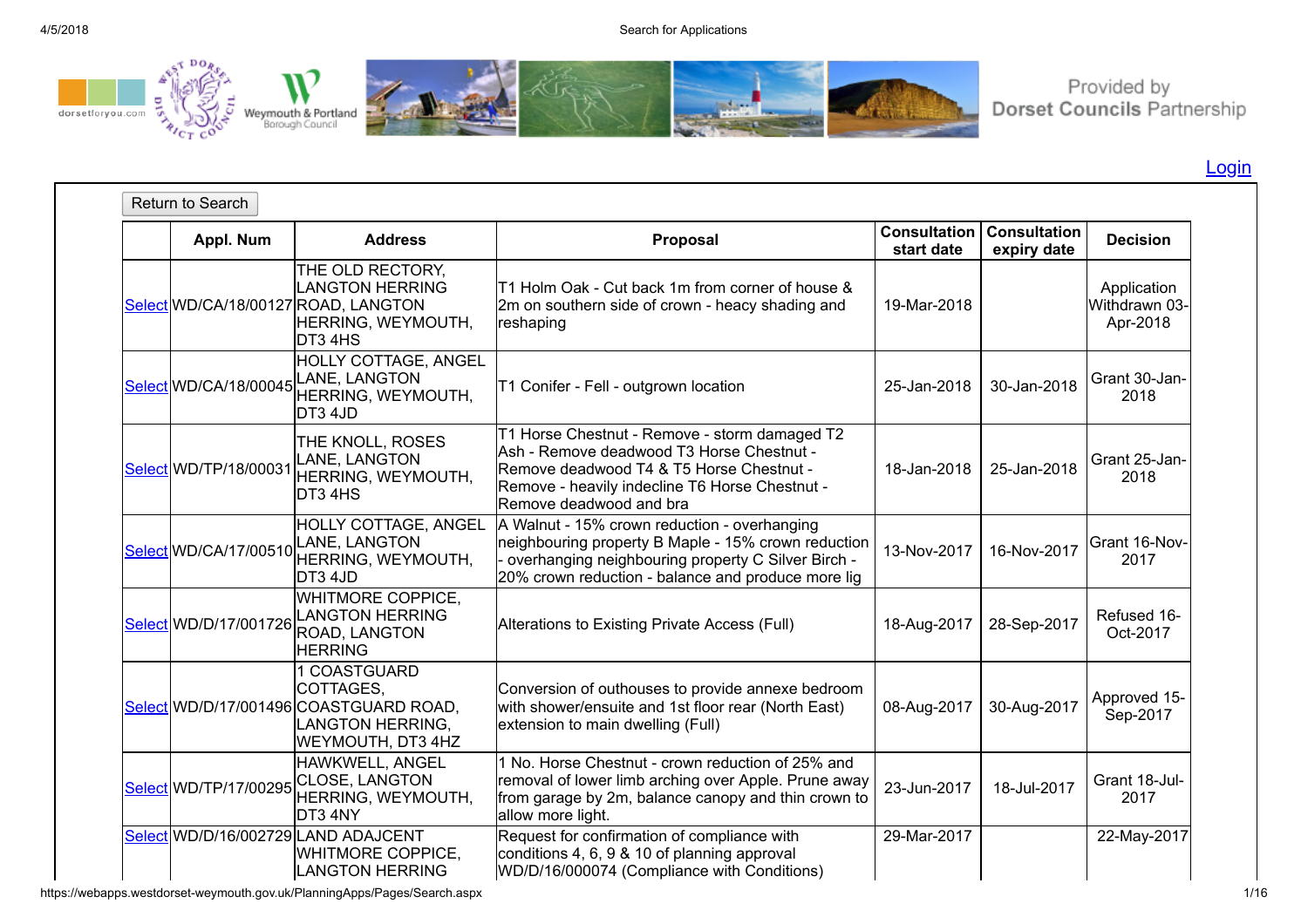Provided by Dorset Councils Partnership

Login

Return to Search

| | Appl. Num | Address | Proposal | Consultation start date | Consultation expiry date | Decision |
|---|---|---|---|---|---|---|
| Select | WD/CA/18/00127 | THE OLD RECTORY, LANGTON HERRING ROAD, LANGTON HERRING, WEYMOUTH, DT3 4HS | T1 Holm Oak - Cut back 1m from corner of house & 2m on southern side of crown - heacy shading and reshaping | 19-Mar-2018 | | Application Withdrawn 03-Apr-2018 |
| Select | WD/CA/18/00045 | HOLLY COTTAGE, ANGEL LANE, LANGTON HERRING, WEYMOUTH, DT3 4JD | T1 Conifer - Fell - outgrown location | 25-Jan-2018 | 30-Jan-2018 | Grant 30-Jan-2018 |
| Select | WD/TP/18/00031 | THE KNOLL, ROSES LANE, LANGTON HERRING, WEYMOUTH, DT3 4HS | T1 Horse Chestnut - Remove - storm damaged T2 Ash - Remove deadwood T3 Horse Chestnut - Remove deadwood T4 & T5 Horse Chestnut - Remove - heavily indecline T6 Horse Chestnut - Remove deadwood and bra | 18-Jan-2018 | 25-Jan-2018 | Grant 25-Jan-2018 |
| Select | WD/CA/17/00510 | HOLLY COTTAGE, ANGEL LANE, LANGTON HERRING, WEYMOUTH, DT3 4JD | A Walnut - 15% crown reduction - overhanging neighbouring property B Maple - 15% crown reduction - overhanging neighbouring property C Silver Birch - 20% crown reduction - balance and produce more lig | 13-Nov-2017 | 16-Nov-2017 | Grant 16-Nov-2017 |
| Select | WD/D/17/001726 | WHITMORE COPPICE, LANGTON HERRING ROAD, LANGTON HERRING | Alterations to Existing Private Access (Full) | 18-Aug-2017 | 28-Sep-2017 | Refused 16-Oct-2017 |
| Select | WD/D/17/001496 | 1 COASTGUARD COTTAGES, COASTGUARD ROAD, LANGTON HERRING, WEYMOUTH, DT3 4HZ | Conversion of outhouses to provide annexe bedroom with shower/ensuite and 1st floor rear (North East) extension to main dwelling (Full) | 08-Aug-2017 | 30-Aug-2017 | Approved 15-Sep-2017 |
| Select | WD/TP/17/00295 | HAWKWELL, ANGEL CLOSE, LANGTON HERRING, WEYMOUTH, DT3 4NY | 1 No. Horse Chestnut - crown reduction of 25% and removal of lower limb arching over Apple. Prune away from garage by 2m, balance canopy and thin crown to allow more light. | 23-Jun-2017 | 18-Jul-2017 | Grant 18-Jul-2017 |
| Select | WD/D/16/002729 | LAND ADJACENT WHITMORE COPPICE, LANGTON HERRING | Request for confirmation of compliance with conditions 4, 6, 9 & 10 of planning approval WD/D/16/000074 (Compliance with Conditions) | 29-Mar-2017 | | 22-May-2017 |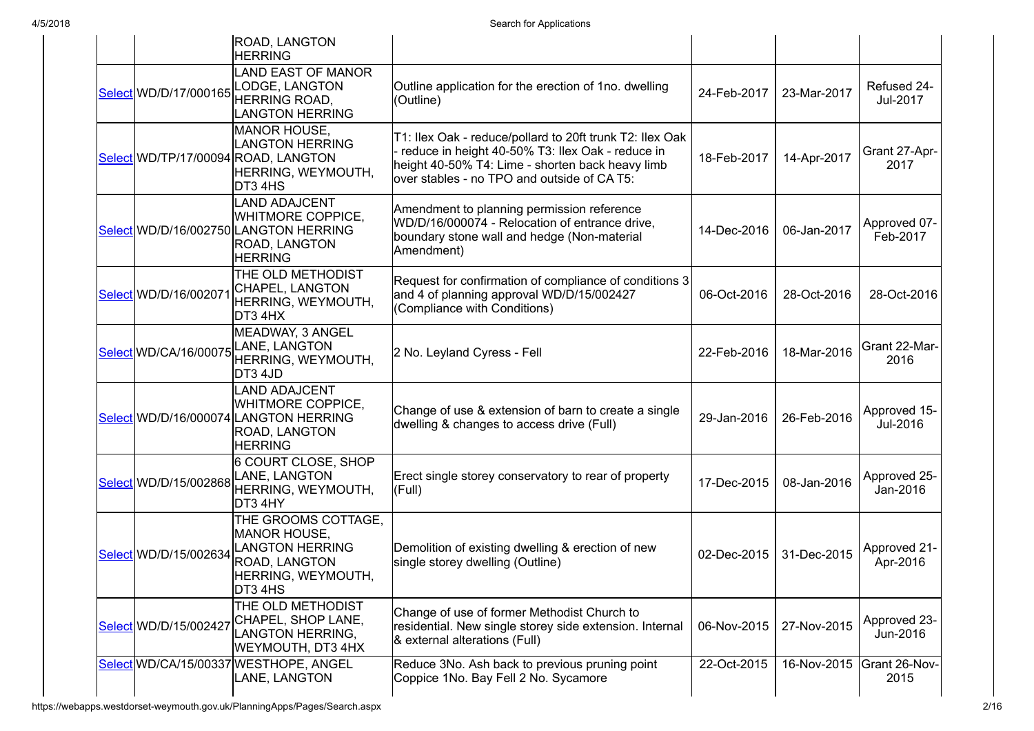| | | | | | | |
|---|---|---|---|---|---|---|
| | | ROAD, LANGTON HERRING | | | | |
| Select | WD/D/17/000165 | LAND EAST OF MANOR LODGE, LANGTON HERRING ROAD, LANGTON HERRING | Outline application for the erection of 1no. dwelling (Outline) | 24-Feb-2017 | 23-Mar-2017 | Refused 24-Jul-2017 |
| Select | WD/TP/17/00094 | MANOR HOUSE, LANGTON HERRING ROAD, LANGTON HERRING, WEYMOUTH, DT3 4HS | T1: Ilex Oak - reduce/pollard to 20ft trunk T2: Ilex Oak - reduce in height 40-50% T3: Ilex Oak - reduce in height 40-50% T4: Lime - shorten back heavy limb over stables - no TPO and outside of CA T5: | 18-Feb-2017 | 14-Apr-2017 | Grant 27-Apr-2017 |
| Select | WD/D/16/002750 | LAND ADAJCENT WHITMORE COPPICE, LANGTON HERRING ROAD, LANGTON HERRING | Amendment to planning permission reference WD/D/16/000074 - Relocation of entrance drive, boundary stone wall and hedge (Non-material Amendment) | 14-Dec-2016 | 06-Jan-2017 | Approved 07-Feb-2017 |
| Select | WD/D/16/002071 | THE OLD METHODIST CHAPEL, LANGTON HERRING, WEYMOUTH, DT3 4HX | Request for confirmation of compliance of conditions 3 and 4 of planning approval WD/D/15/002427 (Compliance with Conditions) | 06-Oct-2016 | 28-Oct-2016 | 28-Oct-2016 |
| Select | WD/CA/16/00075 | MEADWAY, 3 ANGEL LANE, LANGTON HERRING, WEYMOUTH, DT3 4JD | 2 No. Leyland Cyress - Fell | 22-Feb-2016 | 18-Mar-2016 | Grant 22-Mar-2016 |
| Select | WD/D/16/000074 | LAND ADAJCENT WHITMORE COPPICE, LANGTON HERRING ROAD, LANGTON HERRING | Change of use & extension of barn to create a single dwelling & changes to access drive (Full) | 29-Jan-2016 | 26-Feb-2016 | Approved 15-Jul-2016 |
| Select | WD/D/15/002868 | 6 COURT CLOSE, SHOP LANE, LANGTON HERRING, WEYMOUTH, DT3 4HY | Erect single storey conservatory to rear of property (Full) | 17-Dec-2015 | 08-Jan-2016 | Approved 25-Jan-2016 |
| Select | WD/D/15/002634 | THE GROOMS COTTAGE, MANOR HOUSE, LANGTON HERRING ROAD, LANGTON HERRING, WEYMOUTH, DT3 4HS | Demolition of existing dwelling & erection of new single storey dwelling (Outline) | 02-Dec-2015 | 31-Dec-2015 | Approved 21-Apr-2016 |
| Select | WD/D/15/002427 | THE OLD METHODIST CHAPEL, SHOP LANE, LANGTON HERRING, WEYMOUTH, DT3 4HX | Change of use of former Methodist Church to residential. New single storey side extension. Internal & external alterations (Full) | 06-Nov-2015 | 27-Nov-2015 | Approved 23-Jun-2016 |
| Select | WD/CA/15/00337 | WESTHOPE, ANGEL LANE, LANGTON | Reduce 3No. Ash back to previous pruning point Coppice 1No. Bay Fell 2 No. Sycamore | 22-Oct-2015 | 16-Nov-2015 | Grant 26-Nov-2015 |